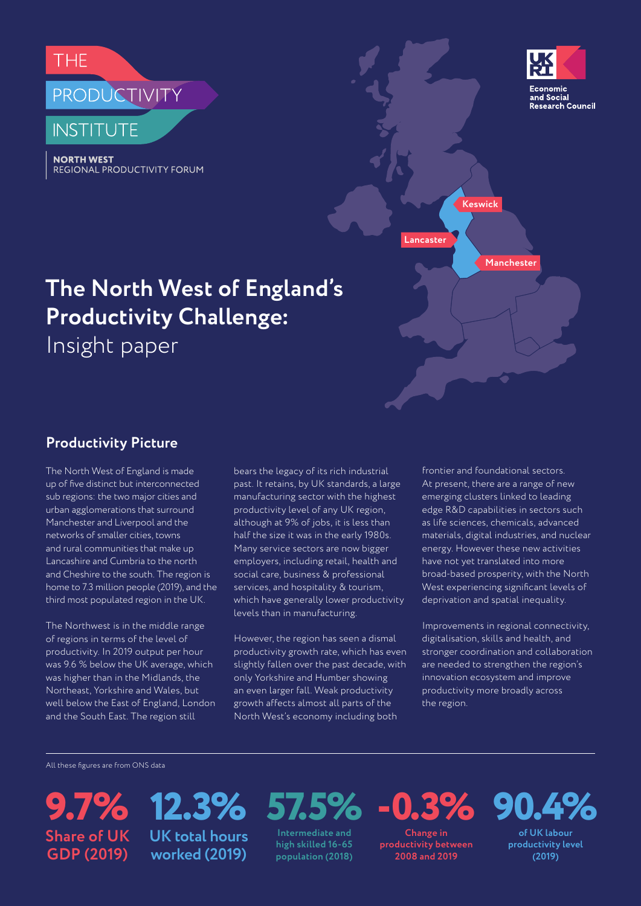THE PRODUCTIVITY INSTITUTE

NORTH WEST
REGIONAL PRODUCTIVITY FORUM

Economic and Social Research Council

Keswick

Lancaster

Manchester

# The North West of England's Productivity Challenge:
Insight paper

## Productivity Picture

The North West of England is made up of five distinct but interconnected sub regions: the two major cities and urban agglomerations that surround Manchester and Liverpool and the networks of smaller cities, towns and rural communities that make up Lancashire and Cumbria to the north and Cheshire to the south. The region is home to 7.3 million people (2019), and the third most populated region in the UK.

The Northwest is in the middle range of regions in terms of the level of productivity. In 2019 output per hour was 9.6 % below the UK average, which was higher than in the Midlands, the Northeast, Yorkshire and Wales, but well below the East of England, London and the South East. The region still bears the legacy of its rich industrial past. It retains, by UK standards, a large manufacturing sector with the highest productivity level of any UK region, although at 9% of jobs, it is less than half the size it was in the early 1980s. Many service sectors are now bigger employers, including retail, health and social care, business & professional services, and hospitality & tourism, which have generally lower productivity levels than in manufacturing.

However, the region has seen a dismal productivity growth rate, which has even slightly fallen over the past decade, with only Yorkshire and Humber showing an even larger fall. Weak productivity growth affects almost all parts of the North West's economy including both frontier and foundational sectors. At present, there are a range of new emerging clusters linked to leading edge R&D capabilities in sectors such as life sciences, chemicals, advanced materials, digital industries, and nuclear energy. However these new activities have not yet translated into more broad-based prosperity, with the North West experiencing significant levels of deprivation and spatial inequality.

Improvements in regional connectivity, digitalisation, skills and health, and stronger coordination and collaboration are needed to strengthen the region's innovation ecosystem and improve productivity more broadly across the region.

All these figures are from ONS data

**9.7%**
Share of UK GDP (2019)

**12.3%**
UK total hours worked (2019)

**57.5%**
Intermediate and high skilled 16-65 population (2018)

**-0.3%**
Change in productivity between 2008 and 2019

**90.4%**
of UK labour productivity level (2019)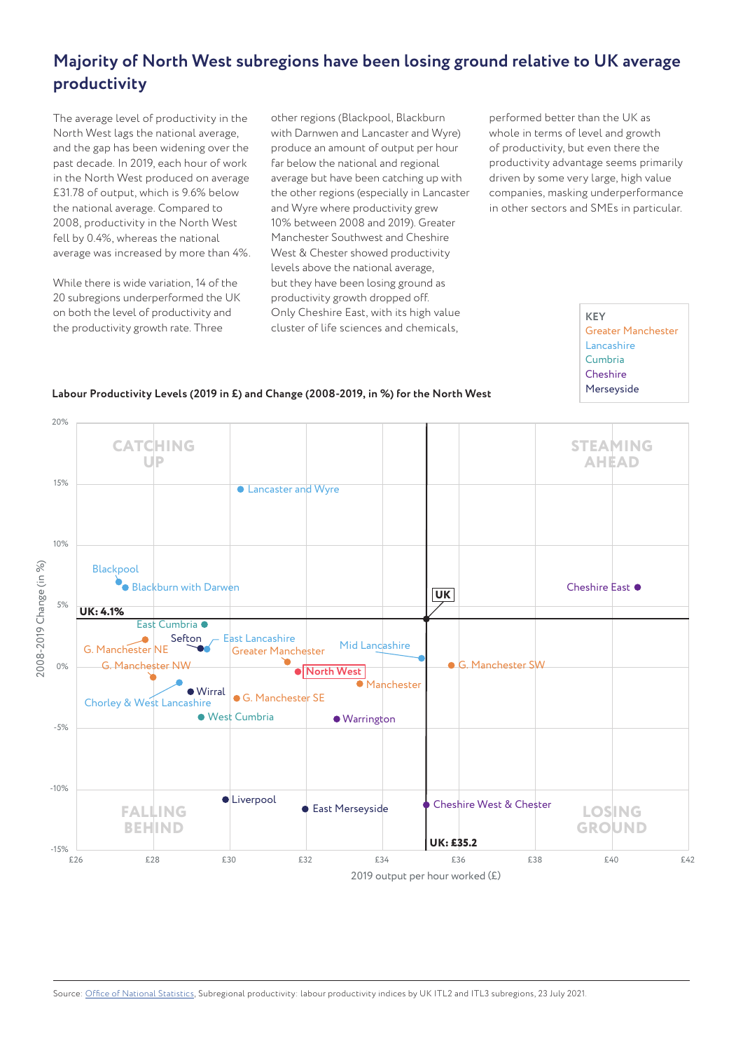## Majority of North West subregions have been losing ground relative to UK average productivity

The average level of productivity in the North West lags the national average, and the gap has been widening over the past decade. In 2019, each hour of work in the North West produced on average £31.78 of output, which is 9.6% below the national average. Compared to 2008, productivity in the North West fell by 0.4%, whereas the national average was increased by more than 4%.

While there is wide variation, 14 of the 20 subregions underperformed the UK on both the level of productivity and the productivity growth rate. Three other regions (Blackpool, Blackburn with Darnwen and Lancaster and Wyre) produce an amount of output per hour far below the national and regional average but have been catching up with the other regions (especially in Lancaster and Wyre where productivity grew 10% between 2008 and 2019). Greater Manchester Southwest and Cheshire West & Chester showed productivity levels above the national average, but they have been losing ground as productivity growth dropped off. Only Cheshire East, with its high value cluster of life sciences and chemicals, performed better than the UK as whole in terms of level and growth of productivity, but even there the productivity advantage seems primarily driven by some very large, high value companies, masking underperformance in other sectors and SMEs in particular.

**Labour Productivity Levels (2019 in £) and Change (2008-2019, in %) for the North West**

KEY: Greater Manchester, Lancashire, Cumbria, Cheshire, Merseyside

Quadrants: CATCHING UP, STEAMING AHEAD, FALLING BEHIND, LOSING GROUND

UK: 4.1% — UK: £35.2

Y-axis: 2008-2019 Change (in %) — X-axis: 2019 output per hour worked (£)

Data points: Lancaster and Wyre, Blackpool, Blackburn with Darwen, Cheshire East, East Cumbria, Sefton, East Lancashire, G. Manchester NE, Greater Manchester, Mid Lancashire, G. Manchester NW, North West, G. Manchester SW, Manchester, Wirral, Chorley & West Lancashire, G. Manchester SE, West Cumbria, Warrington, Liverpool, East Merseyside, Cheshire West & Chester

Source: Office of National Statistics, Subregional productivity: labour productivity indices by UK ITL2 and ITL3 subregions, 23 July 2021.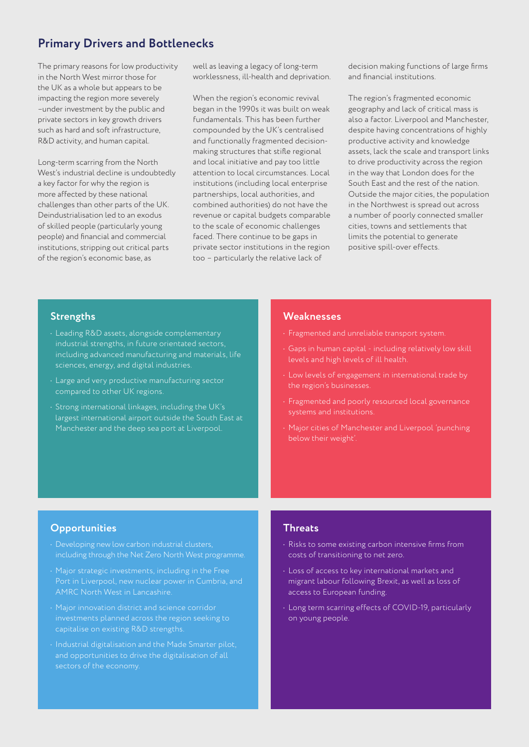## Primary Drivers and Bottlenecks

The primary reasons for low productivity in the North West mirror those for the UK as a whole but appears to be impacting the region more severely –under investment by the public and private sectors in key growth drivers such as hard and soft infrastructure, R&D activity, and human capital.

Long-term scarring from the North West's industrial decline is undoubtedly a key factor for why the region is more affected by these national challenges than other parts of the UK. Deindustrialisation led to an exodus of skilled people (particularly young people) and financial and commercial institutions, stripping out critical parts of the region's economic base, as well as leaving a legacy of long-term worklessness, ill-health and deprivation.

When the region's economic revival began in the 1990s it was built on weak fundamentals. This has been further compounded by the UK's centralised and functionally fragmented decision-making structures that stifle regional and local initiative and pay too little attention to local circumstances. Local institutions (including local enterprise partnerships, local authorities, and combined authorities) do not have the revenue or capital budgets comparable to the scale of economic challenges faced. There continue to be gaps in private sector institutions in the region too – particularly the relative lack of decision making functions of large firms and financial institutions.

The region's fragmented economic geography and lack of critical mass is also a factor. Liverpool and Manchester, despite having concentrations of highly productive activity and knowledge assets, lack the scale and transport links to drive productivity across the region in the way that London does for the South East and the rest of the nation. Outside the major cities, the population in the Northwest is spread out across a number of poorly connected smaller cities, towns and settlements that limits the potential to generate positive spill-over effects.

### Strengths

- Leading R&D assets, alongside complementary industrial strengths, in future orientated sectors, including advanced manufacturing and materials, life sciences, energy, and digital industries.
- Large and very productive manufacturing sector compared to other UK regions.
- Strong international linkages, including the UK's largest international airport outside the South East at Manchester and the deep sea port at Liverpool.

### Weaknesses

- Fragmented and unreliable transport system.
- Gaps in human capital - including relatively low skill levels and high levels of ill health.
- Low levels of engagement in international trade by the region's businesses.
- Fragmented and poorly resourced local governance systems and institutions.
- Major cities of Manchester and Liverpool 'punching below their weight'.

### Opportunities

- Developing new low carbon industrial clusters, including through the Net Zero North West programme.
- Major strategic investments, including in the Free Port in Liverpool, new nuclear power in Cumbria, and AMRC North West in Lancashire.
- Major innovation district and science corridor investments planned across the region seeking to capitalise on existing R&D strengths.
- Industrial digitalisation and the Made Smarter pilot, and opportunities to drive the digitalisation of all sectors of the economy.

### Threats

- Risks to some existing carbon intensive firms from costs of transitioning to net zero.
- Loss of access to key international markets and migrant labour following Brexit, as well as loss of access to European funding.
- Long term scarring effects of COVID-19, particularly on young people.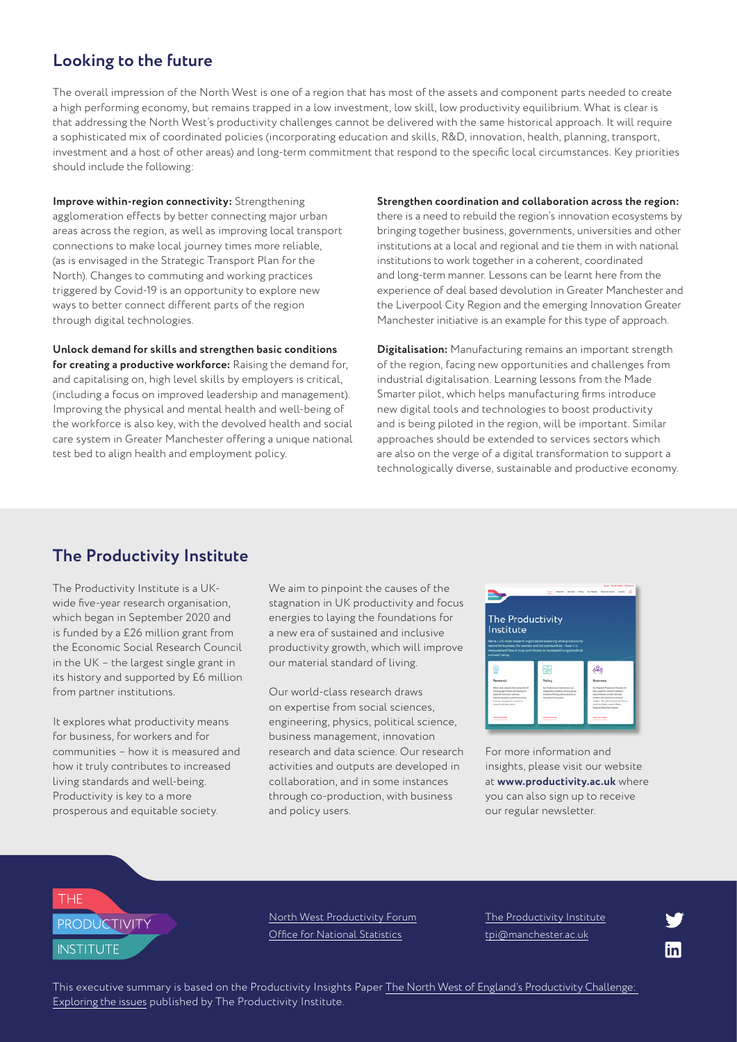## Looking to the future

The overall impression of the North West is one of a region that has most of the assets and component parts needed to create a high performing economy, but remains trapped in a low investment, low skill, low productivity equilibrium. What is clear is that addressing the North West's productivity challenges cannot be delivered with the same historical approach. It will require a sophisticated mix of coordinated policies (incorporating education and skills, R&D, innovation, health, planning, transport, investment and a host of other areas) and long-term commitment that respond to the specific local circumstances. Key priorities should include the following:

**Improve within-region connectivity:** Strengthening agglomeration effects by better connecting major urban areas across the region, as well as improving local transport connections to make local journey times more reliable, (as is envisaged in the Strategic Transport Plan for the North). Changes to commuting and working practices triggered by Covid-19 is an opportunity to explore new ways to better connect different parts of the region through digital technologies.

**Unlock demand for skills and strengthen basic conditions for creating a productive workforce:** Raising the demand for, and capitalising on, high level skills by employers is critical, (including a focus on improved leadership and management). Improving the physical and mental health and well-being of the workforce is also key, with the devolved health and social care system in Greater Manchester offering a unique national test bed to align health and employment policy.

**Strengthen coordination and collaboration across the region:** there is a need to rebuild the region's innovation ecosystems by bringing together business, governments, universities and other institutions at a local and regional and tie them in with national institutions to work together in a coherent, coordinated and long-term manner. Lessons can be learnt here from the experience of deal based devolution in Greater Manchester and the Liverpool City Region and the emerging Innovation Greater Manchester initiative is an example for this type of approach.

**Digitalisation:** Manufacturing remains an important strength of the region, facing new opportunities and challenges from industrial digitalisation. Learning lessons from the Made Smarter pilot, which helps manufacturing firms introduce new digital tools and technologies to boost productivity and is being piloted in the region, will be important. Similar approaches should be extended to services sectors which are also on the verge of a digital transformation to support a technologically diverse, sustainable and productive economy.

## The Productivity Institute

The Productivity Institute is a UK-wide five-year research organisation, which began in September 2020 and is funded by a £26 million grant from the Economic Social Research Council in the UK – the largest single grant in its history and supported by £6 million from partner institutions.

It explores what productivity means for business, for workers and for communities – how it is measured and how it truly contributes to increased living standards and well-being. Productivity is key to a more prosperous and equitable society.

We aim to pinpoint the causes of the stagnation in UK productivity and focus energies to laying the foundations for a new era of sustained and inclusive productivity growth, which will improve our material standard of living.

Our world-class research draws on expertise from social sciences, engineering, physics, political science, business management, innovation research and data science. Our research activities and outputs are developed in collaboration, and in some instances through co-production, with business and policy users.

For more information and insights, please visit our website at **www.productivity.ac.uk** where you can also sign up to receive our regular newsletter.

THE PRODUCTIVITY INSTITUTE

North West Productivity Forum
Office for National Statistics

The Productivity Institute
tpi@manchester.ac.uk

This executive summary is based on the Productivity Insights Paper The North West of England's Productivity Challenge: Exploring the issues published by The Productivity Institute.